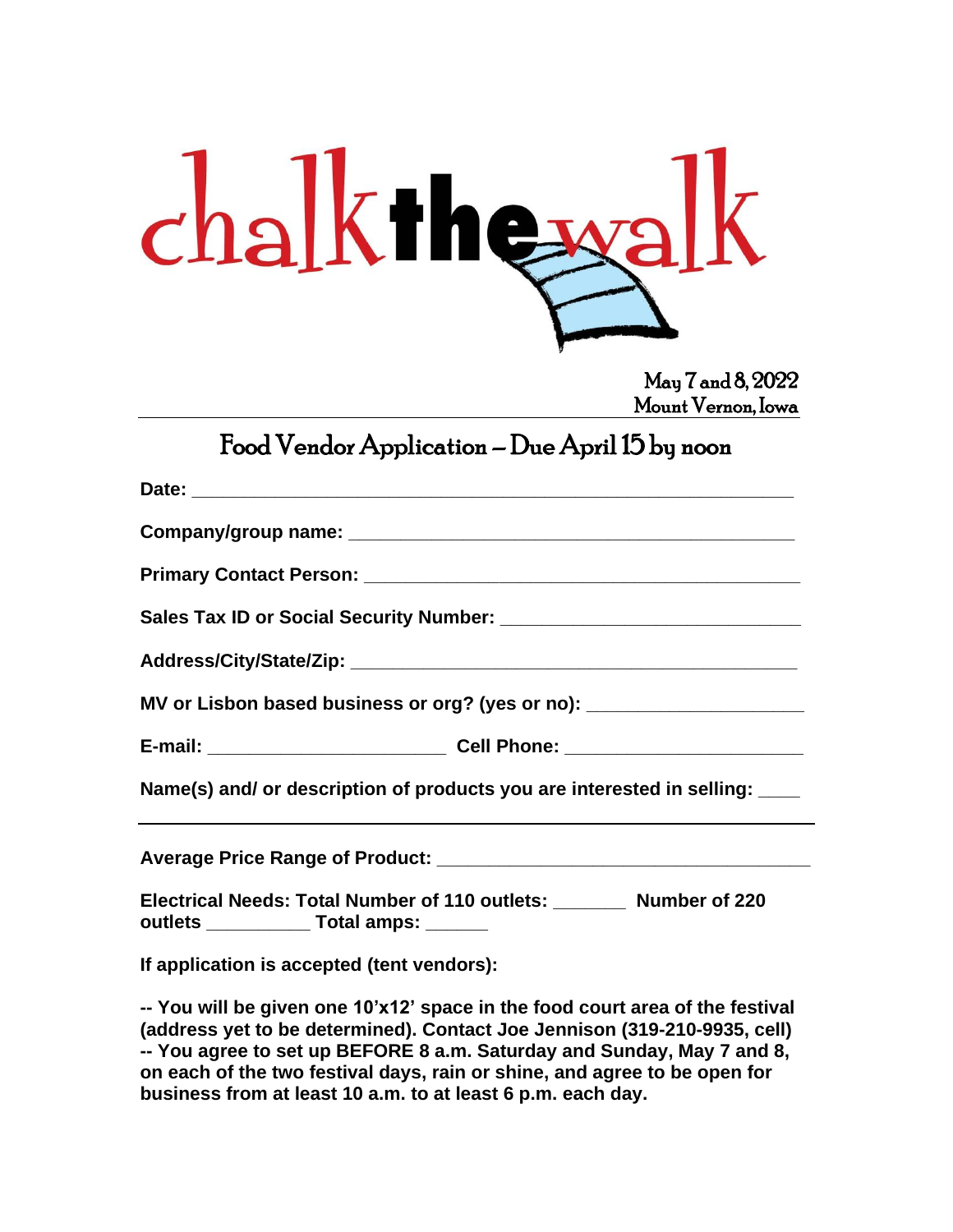# chalk the walk

May 7 and 8, 2022
Mount Vernon, Iowa

## Food Vendor Application – Due April 15 by noon

**Date:** ___________________________________________________________

**Company/group name:** ____________________________________________

**Primary Contact Person:** __________________________________________

**Sales Tax ID or Social Security Number:** ____________________________

**Address/City/State/Zip:** __________________________________________

**MV or Lisbon based business or org? (yes or no):** ____________________

**E-mail:** ______________________ **Cell Phone:** ______________________

**Name(s) and/ or description of products you are interested in selling:** ____

______________________________________________________________________

**Average Price Range of Product:** ___________________________________

**Electrical Needs: Total Number of 110 outlets:** _______ **Number of 220 outlets** __________ **Total amps:** ______

**If application is accepted (tent vendors):**

**-- You will be given one 10'x12' space in the food court area of the festival (address yet to be determined). Contact Joe Jennison (319-210-9935, cell)**
**-- You agree to set up BEFORE 8 a.m. Saturday and Sunday, May 7 and 8, on each of the two festival days, rain or shine, and agree to be open for business from at least 10 a.m. to at least 6 p.m. each day.**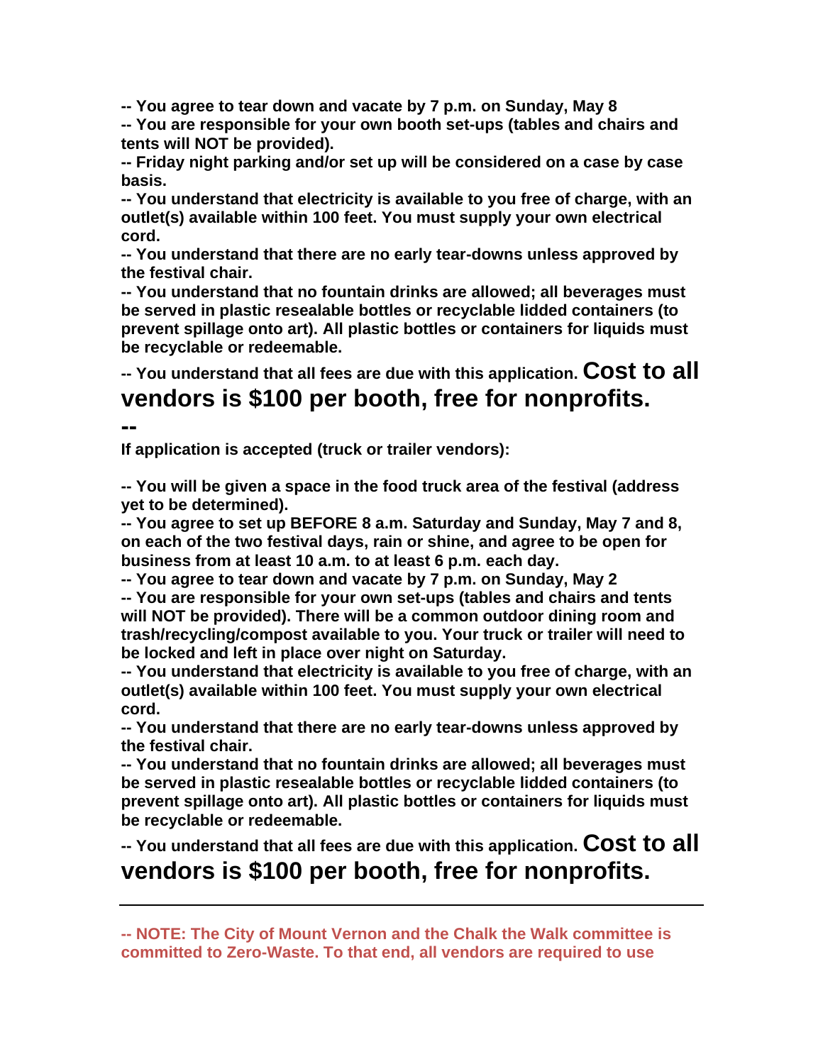**-- You agree to tear down and vacate by 7 p.m. on Sunday, May 8**

**-- You are responsible for your own booth set-ups (tables and chairs and tents will NOT be provided).**

**-- Friday night parking and/or set up will be considered on a case by case basis.**

**-- You understand that electricity is available to you free of charge, with an outlet(s) available within 100 feet. You must supply your own electrical cord.**

**-- You understand that there are no early tear-downs unless approved by the festival chair.**

**-- You understand that no fountain drinks are allowed; all beverages must be served in plastic resealable bottles or recyclable lidded containers (to prevent spillage onto art). All plastic bottles or containers for liquids must be recyclable or redeemable.**

**-- You understand that all fees are due with this application. Cost to all vendors is $100 per booth, free for nonprofits.**

**--**

**If application is accepted (truck or trailer vendors):**

**-- You will be given a space in the food truck area of the festival (address yet to be determined).**

**-- You agree to set up BEFORE 8 a.m. Saturday and Sunday, May 7 and 8, on each of the two festival days, rain or shine, and agree to be open for business from at least 10 a.m. to at least 6 p.m. each day.**

**-- You agree to tear down and vacate by 7 p.m. on Sunday, May 2**

**-- You are responsible for your own set-ups (tables and chairs and tents will NOT be provided). There will be a common outdoor dining room and trash/recycling/compost available to you. Your truck or trailer will need to be locked and left in place over night on Saturday.**

**-- You understand that electricity is available to you free of charge, with an outlet(s) available within 100 feet. You must supply your own electrical cord.**

**-- You understand that there are no early tear-downs unless approved by the festival chair.**

**-- You understand that no fountain drinks are allowed; all beverages must be served in plastic resealable bottles or recyclable lidded containers (to prevent spillage onto art). All plastic bottles or containers for liquids must be recyclable or redeemable.**

**-- You understand that all fees are due with this application. Cost to all vendors is $100 per booth, free for nonprofits.**

---

**-- NOTE: The City of Mount Vernon and the Chalk the Walk committee is committed to Zero-Waste. To that end, all vendors are required to use**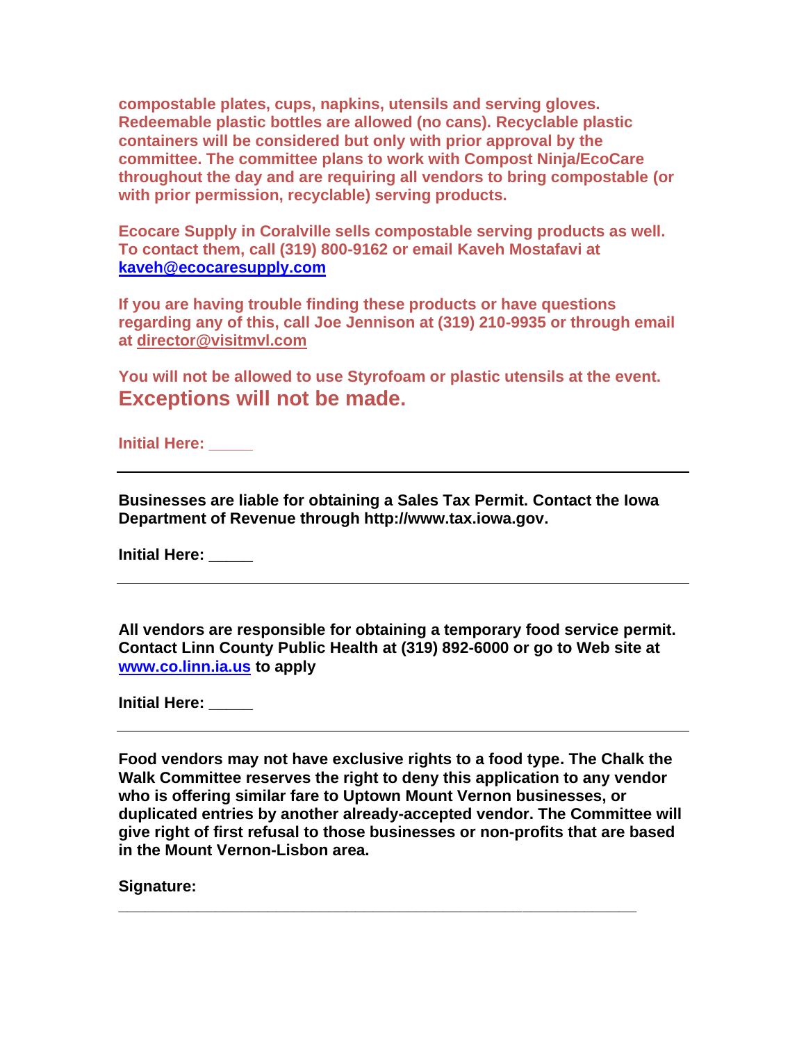**compostable plates, cups, napkins, utensils and serving gloves. Redeemable plastic bottles are allowed (no cans). Recyclable plastic containers will be considered but only with prior approval by the committee. The committee plans to work with Compost Ninja/EcoCare throughout the day and are requiring all vendors to bring compostable (or with prior permission, recyclable) serving products.**

**Ecocare Supply in Coralville sells compostable serving products as well. To contact them, call (319) 800-9162 or email Kaveh Mostafavi at [kaveh@ecocaresupply.com](mailto:kaveh@ecocaresupply.com)**

**If you are having trouble finding these products or have questions regarding any of this, call Joe Jennison at (319) 210-9935 or through email at director@visitmvl.com**

**You will not be allowed to use Styrofoam or plastic utensils at the event.**
**Exceptions will not be made.**

**Initial Here: _____**

---

**Businesses are liable for obtaining a Sales Tax Permit. Contact the Iowa Department of Revenue through http://www.tax.iowa.gov.**

**Initial Here: _____**

---

**All vendors are responsible for obtaining a temporary food service permit. Contact Linn County Public Health at (319) 892-6000 or go to Web site at [www.co.linn.ia.us](http://www.co.linn.ia.us) to apply**

**Initial Here: _____**

---

**Food vendors may not have exclusive rights to a food type. The Chalk the Walk Committee reserves the right to deny this application to any vendor who is offering similar fare to Uptown Mount Vernon businesses, or duplicated entries by another already-accepted vendor. The Committee will give right of first refusal to those businesses or non-profits that are based in the Mount Vernon-Lisbon area.**

**Signature:**
_____________________________________________________________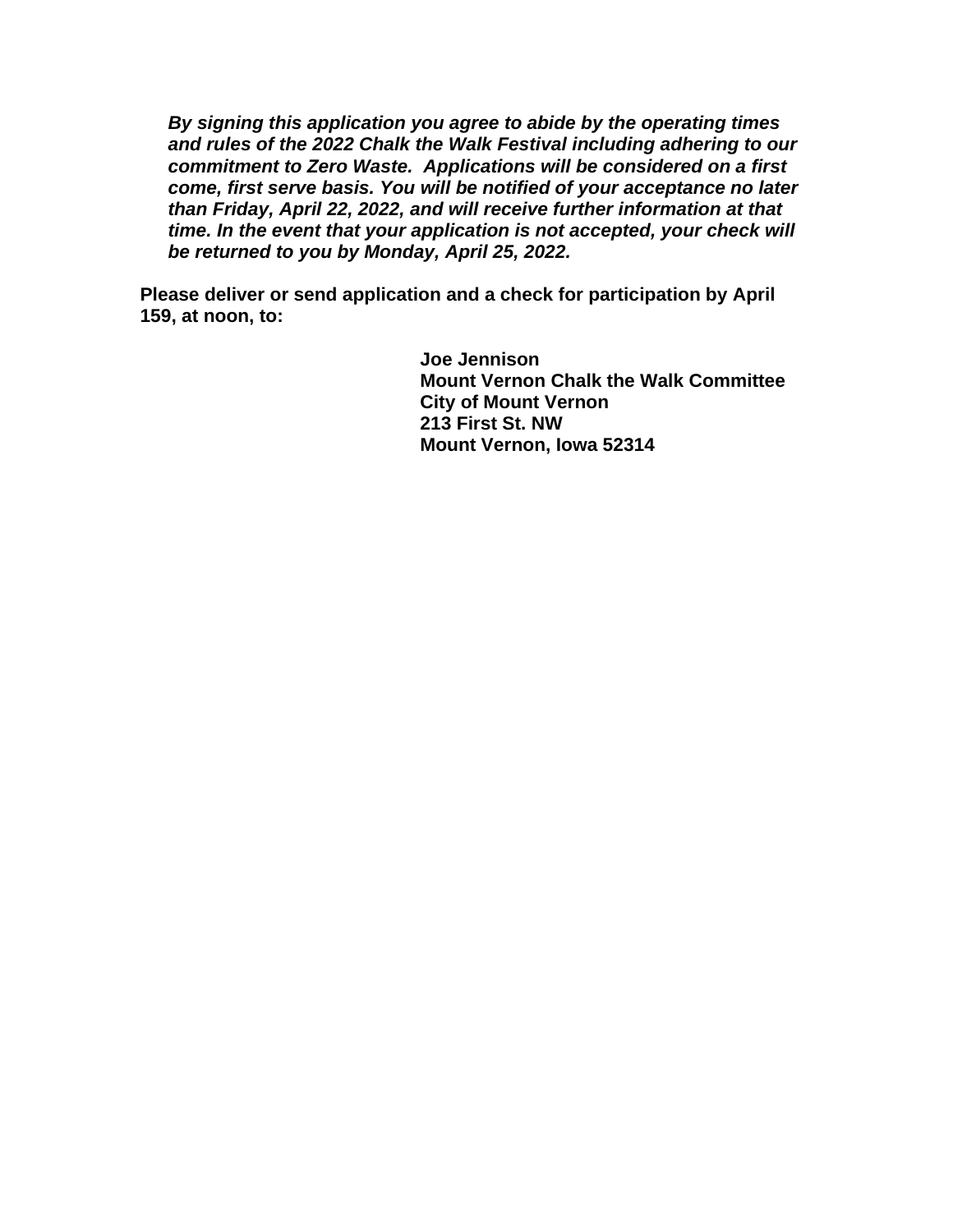***By signing this application you agree to abide by the operating times and rules of the 2022 Chalk the Walk Festival including adhering to our commitment to Zero Waste. Applications will be considered on a first come, first serve basis. You will be notified of your acceptance no later than Friday, April 22, 2022, and will receive further information at that time. In the event that your application is not accepted, your check will be returned to you by Monday, April 25, 2022.***

**Please deliver or send application and a check for participation by April 159, at noon, to:**

**Joe Jennison**
**Mount Vernon Chalk the Walk Committee**
**City of Mount Vernon**
**213 First St. NW**
**Mount Vernon, Iowa 52314**